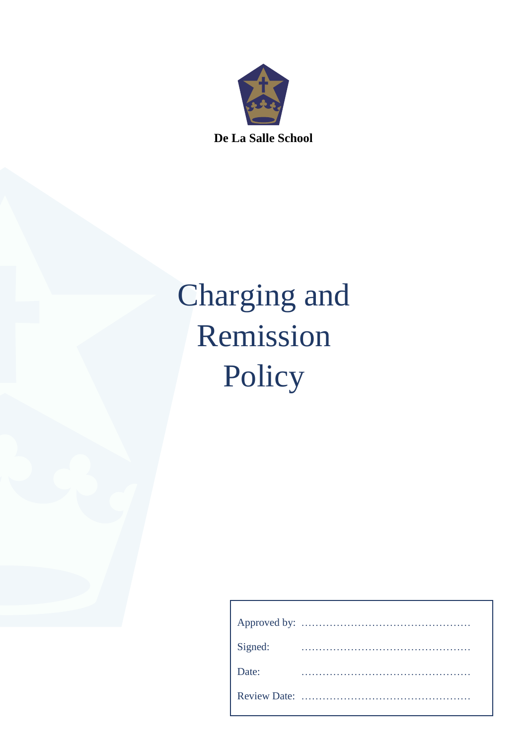**De La Salle School**

# Charging and Remission Policy

| | |
|---|---|
| Approved by: | ………………………………………… |
| Signed: | ………………………………………… |
| Date: | ………………………………………… |
| Review Date: | ………………………………………… |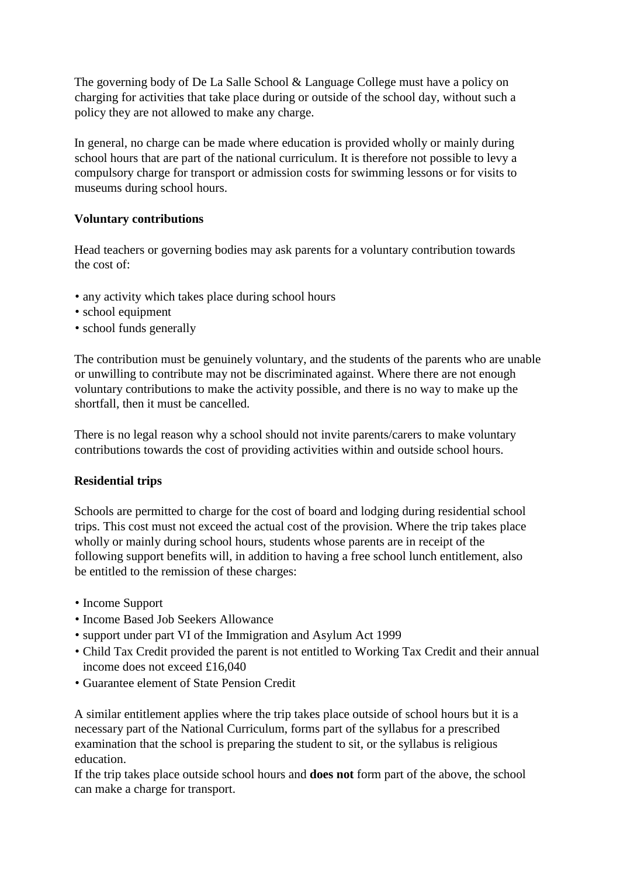The governing body of De La Salle School & Language College must have a policy on charging for activities that take place during or outside of the school day, without such a policy they are not allowed to make any charge.

In general, no charge can be made where education is provided wholly or mainly during school hours that are part of the national curriculum. It is therefore not possible to levy a compulsory charge for transport or admission costs for swimming lessons or for visits to museums during school hours.

**Voluntary contributions**

Head teachers or governing bodies may ask parents for a voluntary contribution towards the cost of:

- any activity which takes place during school hours
- school equipment
- school funds generally

The contribution must be genuinely voluntary, and the students of the parents who are unable or unwilling to contribute may not be discriminated against. Where there are not enough voluntary contributions to make the activity possible, and there is no way to make up the shortfall, then it must be cancelled.

There is no legal reason why a school should not invite parents/carers to make voluntary contributions towards the cost of providing activities within and outside school hours.

**Residential trips**

Schools are permitted to charge for the cost of board and lodging during residential school trips. This cost must not exceed the actual cost of the provision. Where the trip takes place wholly or mainly during school hours, students whose parents are in receipt of the following support benefits will, in addition to having a free school lunch entitlement, also be entitled to the remission of these charges:

- Income Support
- Income Based Job Seekers Allowance
- support under part VI of the Immigration and Asylum Act 1999
- Child Tax Credit provided the parent is not entitled to Working Tax Credit and their annual income does not exceed £16,040
- Guarantee element of State Pension Credit

A similar entitlement applies where the trip takes place outside of school hours but it is a necessary part of the National Curriculum, forms part of the syllabus for a prescribed examination that the school is preparing the student to sit, or the syllabus is religious education.
If the trip takes place outside school hours and **does not** form part of the above, the school can make a charge for transport.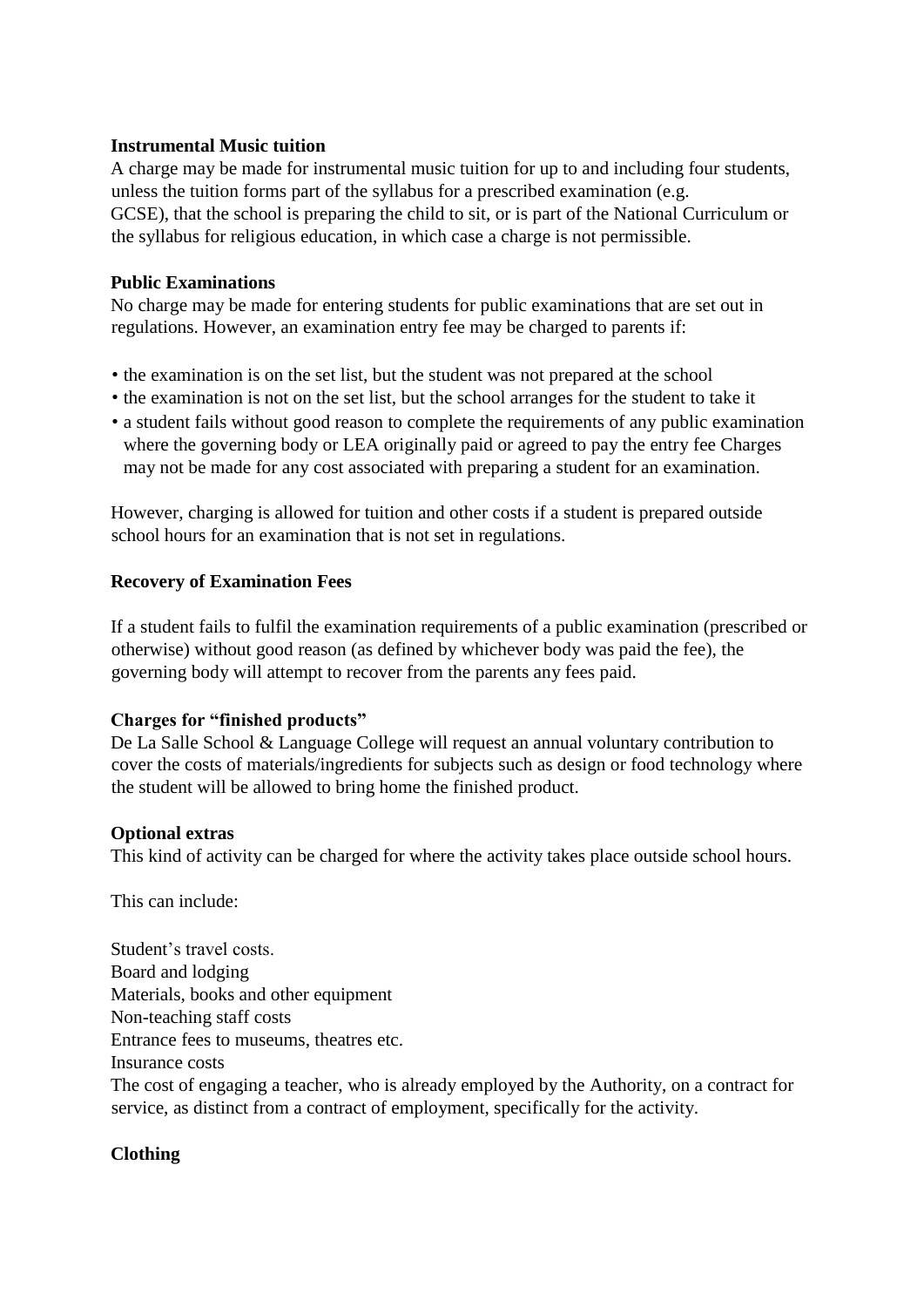**Instrumental Music tuition**

A charge may be made for instrumental music tuition for up to and including four students, unless the tuition forms part of the syllabus for a prescribed examination (e.g. GCSE), that the school is preparing the child to sit, or is part of the National Curriculum or the syllabus for religious education, in which case a charge is not permissible.

**Public Examinations**

No charge may be made for entering students for public examinations that are set out in regulations. However, an examination entry fee may be charged to parents if:

- the examination is on the set list, but the student was not prepared at the school
- the examination is not on the set list, but the school arranges for the student to take it
- a student fails without good reason to complete the requirements of any public examination where the governing body or LEA originally paid or agreed to pay the entry fee Charges may not be made for any cost associated with preparing a student for an examination.

However, charging is allowed for tuition and other costs if a student is prepared outside school hours for an examination that is not set in regulations.

**Recovery of Examination Fees**

If a student fails to fulfil the examination requirements of a public examination (prescribed or otherwise) without good reason (as defined by whichever body was paid the fee), the governing body will attempt to recover from the parents any fees paid.

**Charges for "finished products"**

De La Salle School & Language College will request an annual voluntary contribution to cover the costs of materials/ingredients for subjects such as design or food technology where the student will be allowed to bring home the finished product.

**Optional extras**

This kind of activity can be charged for where the activity takes place outside school hours.

This can include:

Student's travel costs.
Board and lodging
Materials, books and other equipment
Non-teaching staff costs
Entrance fees to museums, theatres etc.
Insurance costs
The cost of engaging a teacher, who is already employed by the Authority, on a contract for service, as distinct from a contract of employment, specifically for the activity.

**Clothing**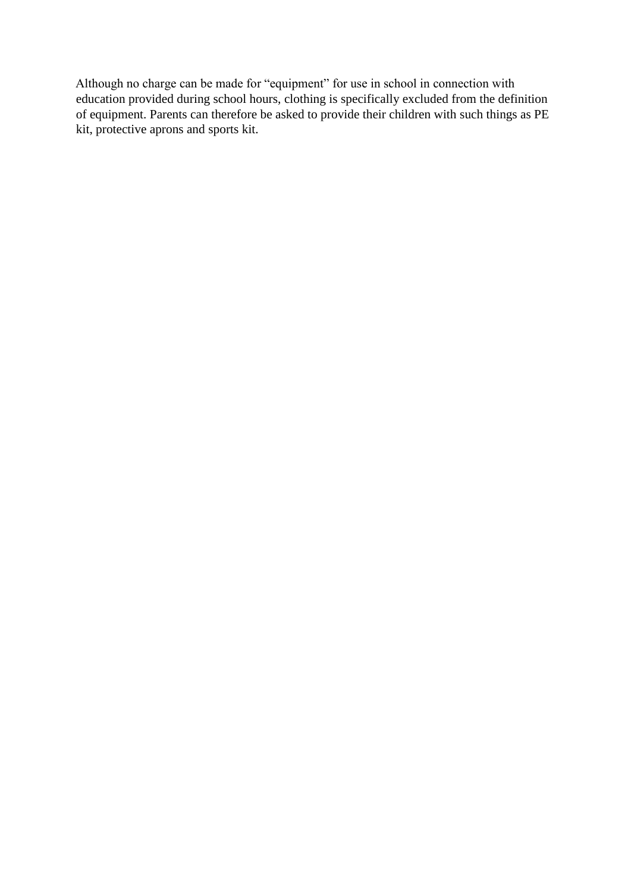Although no charge can be made for "equipment" for use in school in connection with education provided during school hours, clothing is specifically excluded from the definition of equipment. Parents can therefore be asked to provide their children with such things as PE kit, protective aprons and sports kit.